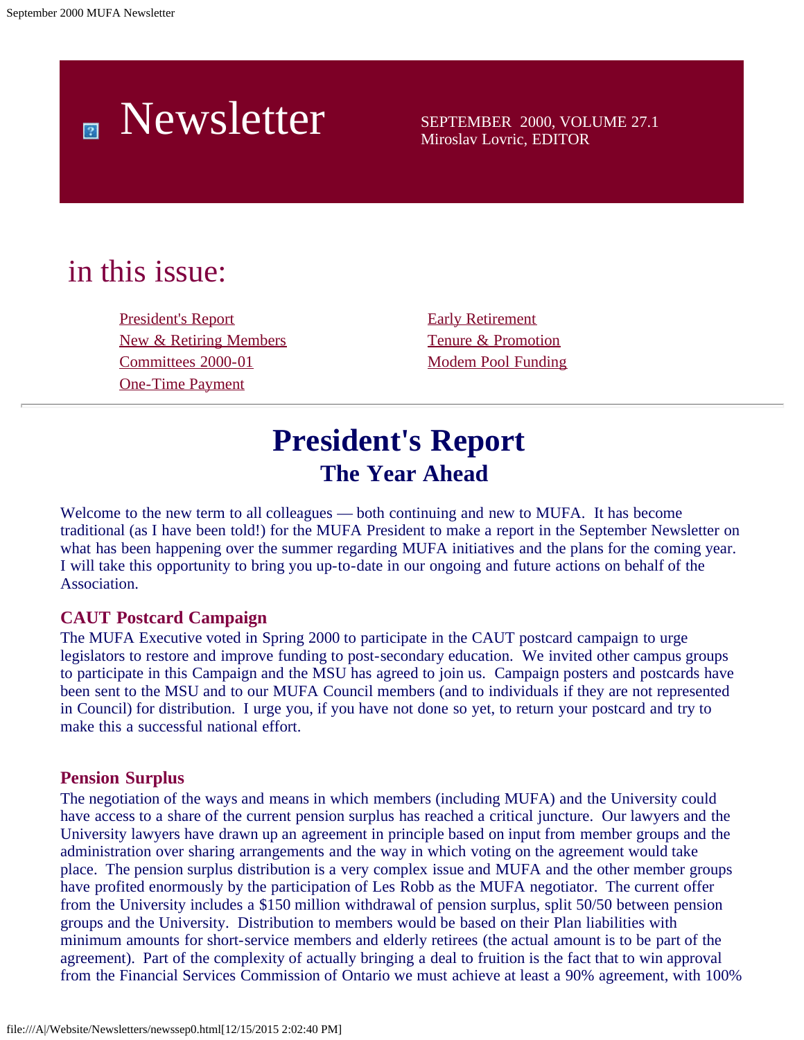# Newsletter

SEPTEMBER 2000, VOLUME 27.1
Miroslav Lovric, EDITOR

## in this issue:

- President's Report
- New & Retiring Members
- Committees 2000-01
- One-Time Payment
- Early Retirement
- Tenure & Promotion
- Modem Pool Funding

---

# President's Report
## The Year Ahead

Welcome to the new term to all colleagues — both continuing and new to MUFA. It has become traditional (as I have been told!) for the MUFA President to make a report in the September Newsletter on what has been happening over the summer regarding MUFA initiatives and the plans for the coming year. I will take this opportunity to bring you up-to-date in our ongoing and future actions on behalf of the Association.

### CAUT Postcard Campaign

The MUFA Executive voted in Spring 2000 to participate in the CAUT postcard campaign to urge legislators to restore and improve funding to post-secondary education. We invited other campus groups to participate in this Campaign and the MSU has agreed to join us. Campaign posters and postcards have been sent to the MSU and to our MUFA Council members (and to individuals if they are not represented in Council) for distribution. I urge you, if you have not done so yet, to return your postcard and try to make this a successful national effort.

### Pension Surplus

The negotiation of the ways and means in which members (including MUFA) and the University could have access to a share of the current pension surplus has reached a critical juncture. Our lawyers and the University lawyers have drawn up an agreement in principle based on input from member groups and the administration over sharing arrangements and the way in which voting on the agreement would take place. The pension surplus distribution is a very complex issue and MUFA and the other member groups have profited enormously by the participation of Les Robb as the MUFA negotiator. The current offer from the University includes a $150 million withdrawal of pension surplus, split 50/50 between pension groups and the University. Distribution to members would be based on their Plan liabilities with minimum amounts for short-service members and elderly retirees (the actual amount is to be part of the agreement). Part of the complexity of actually bringing a deal to fruition is the fact that to win approval from the Financial Services Commission of Ontario we must achieve at least a 90% agreement, with 100%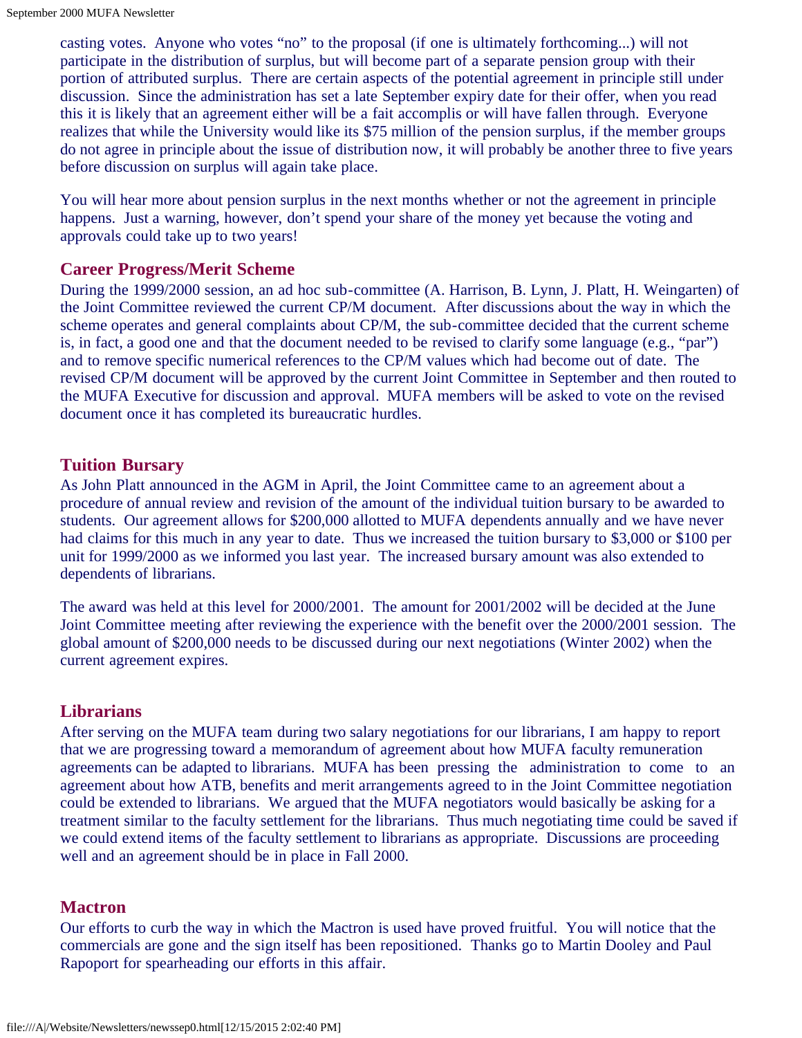casting votes. Anyone who votes "no" to the proposal (if one is ultimately forthcoming...) will not participate in the distribution of surplus, but will become part of a separate pension group with their portion of attributed surplus. There are certain aspects of the potential agreement in principle still under discussion. Since the administration has set a late September expiry date for their offer, when you read this it is likely that an agreement either will be a fait accomplis or will have fallen through. Everyone realizes that while the University would like its $75 million of the pension surplus, if the member groups do not agree in principle about the issue of distribution now, it will probably be another three to five years before discussion on surplus will again take place.

You will hear more about pension surplus in the next months whether or not the agreement in principle happens. Just a warning, however, don't spend your share of the money yet because the voting and approvals could take up to two years!

### Career Progress/Merit Scheme

During the 1999/2000 session, an ad hoc sub-committee (A. Harrison, B. Lynn, J. Platt, H. Weingarten) of the Joint Committee reviewed the current CP/M document. After discussions about the way in which the scheme operates and general complaints about CP/M, the sub-committee decided that the current scheme is, in fact, a good one and that the document needed to be revised to clarify some language (e.g., "par") and to remove specific numerical references to the CP/M values which had become out of date. The revised CP/M document will be approved by the current Joint Committee in September and then routed to the MUFA Executive for discussion and approval. MUFA members will be asked to vote on the revised document once it has completed its bureaucratic hurdles.

### Tuition Bursary

As John Platt announced in the AGM in April, the Joint Committee came to an agreement about a procedure of annual review and revision of the amount of the individual tuition bursary to be awarded to students. Our agreement allows for $200,000 allotted to MUFA dependents annually and we have never had claims for this much in any year to date. Thus we increased the tuition bursary to $3,000 or $100 per unit for 1999/2000 as we informed you last year. The increased bursary amount was also extended to dependents of librarians.

The award was held at this level for 2000/2001. The amount for 2001/2002 will be decided at the June Joint Committee meeting after reviewing the experience with the benefit over the 2000/2001 session. The global amount of $200,000 needs to be discussed during our next negotiations (Winter 2002) when the current agreement expires.

### Librarians

After serving on the MUFA team during two salary negotiations for our librarians, I am happy to report that we are progressing toward a memorandum of agreement about how MUFA faculty remuneration agreements can be adapted to librarians. MUFA has been pressing the administration to come to an agreement about how ATB, benefits and merit arrangements agreed to in the Joint Committee negotiation could be extended to librarians. We argued that the MUFA negotiators would basically be asking for a treatment similar to the faculty settlement for the librarians. Thus much negotiating time could be saved if we could extend items of the faculty settlement to librarians as appropriate. Discussions are proceeding well and an agreement should be in place in Fall 2000.

### Mactron

Our efforts to curb the way in which the Mactron is used have proved fruitful. You will notice that the commercials are gone and the sign itself has been repositioned. Thanks go to Martin Dooley and Paul Rapoport for spearheading our efforts in this affair.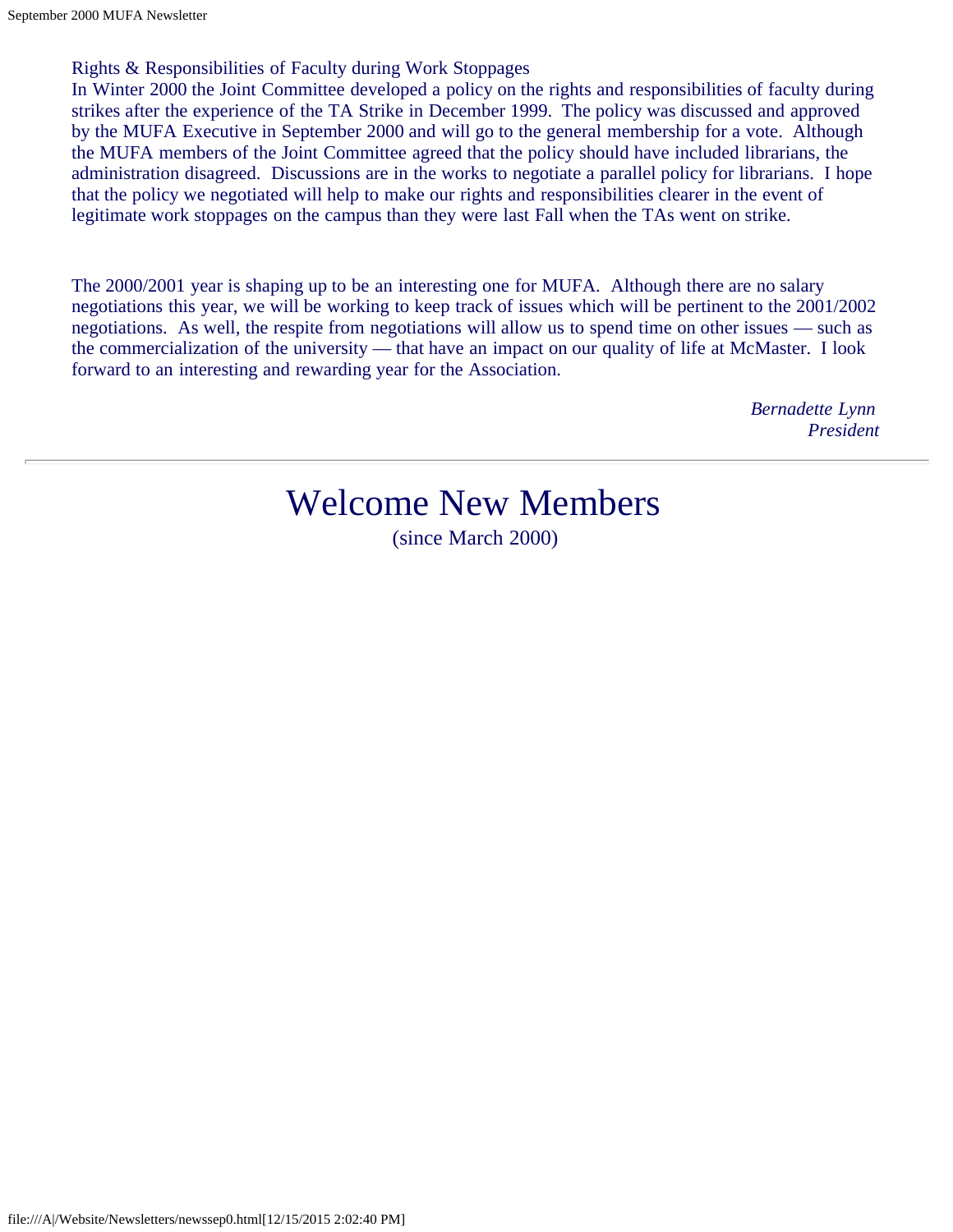Rights & Responsibilities of Faculty during Work Stoppages
In Winter 2000 the Joint Committee developed a policy on the rights and responsibilities of faculty during strikes after the experience of the TA Strike in December 1999. The policy was discussed and approved by the MUFA Executive in September 2000 and will go to the general membership for a vote. Although the MUFA members of the Joint Committee agreed that the policy should have included librarians, the administration disagreed. Discussions are in the works to negotiate a parallel policy for librarians. I hope that the policy we negotiated will help to make our rights and responsibilities clearer in the event of legitimate work stoppages on the campus than they were last Fall when the TAs went on strike.

The 2000/2001 year is shaping up to be an interesting one for MUFA. Although there are no salary negotiations this year, we will be working to keep track of issues which will be pertinent to the 2001/2002 negotiations. As well, the respite from negotiations will allow us to spend time on other issues — such as the commercialization of the university — that have an impact on our quality of life at McMaster. I look forward to an interesting and rewarding year for the Association.

*Bernadette Lynn*
*President*

---

# Welcome New Members

(since March 2000)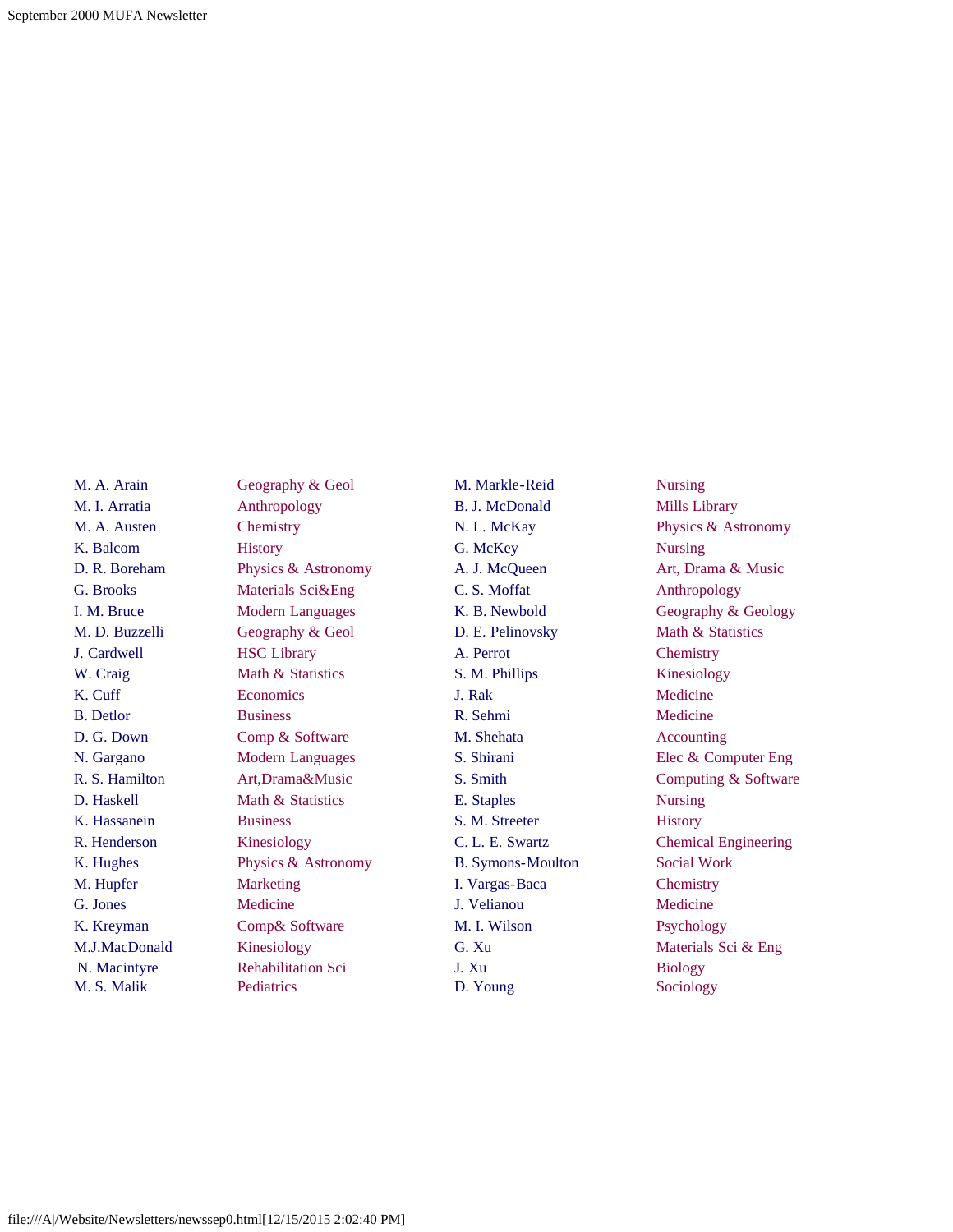| | | | |
|---|---|---|---|
| M. A. Arain | Geography & Geol | M. Markle-Reid | Nursing |
| M. I. Arratia | Anthropology | B. J. McDonald | Mills Library |
| M. A. Austen | Chemistry | N. L. McKay | Physics & Astronomy |
| K. Balcom | History | G. McKey | Nursing |
| D. R. Boreham | Physics & Astronomy | A. J. McQueen | Art, Drama & Music |
| G. Brooks | Materials Sci&Eng | C. S. Moffat | Anthropology |
| I. M. Bruce | Modern Languages | K. B. Newbold | Geography & Geology |
| M. D. Buzzelli | Geography & Geol | D. E. Pelinovsky | Math & Statistics |
| J. Cardwell | HSC Library | A. Perrot | Chemistry |
| W. Craig | Math & Statistics | S. M. Phillips | Kinesiology |
| K. Cuff | Economics | J. Rak | Medicine |
| B. Detlor | Business | R. Sehmi | Medicine |
| D. G. Down | Comp & Software | M. Shehata | Accounting |
| N. Gargano | Modern Languages | S. Shirani | Elec & Computer Eng |
| R. S. Hamilton | Art,Drama&Music | S. Smith | Computing & Software |
| D. Haskell | Math & Statistics | E. Staples | Nursing |
| K. Hassanein | Business | S. M. Streeter | History |
| R. Henderson | Kinesiology | C. L. E. Swartz | Chemical Engineering |
| K. Hughes | Physics & Astronomy | B. Symons-Moulton | Social Work |
| M. Hupfer | Marketing | I. Vargas-Baca | Chemistry |
| G. Jones | Medicine | J. Velianou | Medicine |
| K. Kreyman | Comp& Software | M. I. Wilson | Psychology |
| M.J.MacDonald | Kinesiology | G. Xu | Materials Sci & Eng |
| N. Macintyre | Rehabilitation Sci | J. Xu | Biology |
| M. S. Malik | Pediatrics | D. Young | Sociology |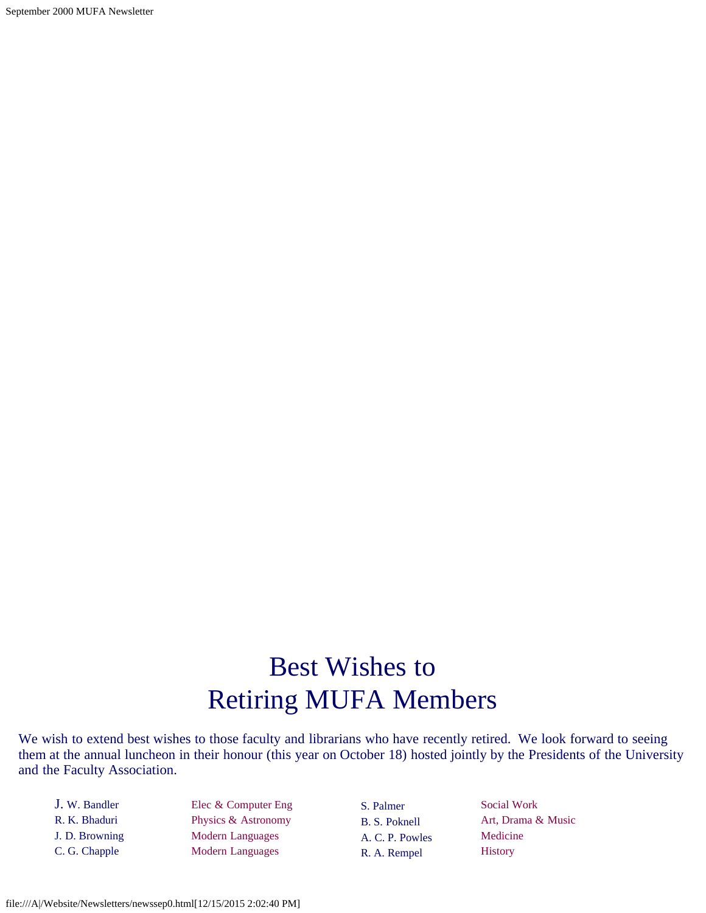# Best Wishes to Retiring MUFA Members

We wish to extend best wishes to those faculty and librarians who have recently retired. We look forward to seeing them at the annual luncheon in their honour (this year on October 18) hosted jointly by the Presidents of the University and the Faculty Association.

| | | | |
|---|---|---|---|
| J. W. Bandler | Elec & Computer Eng | S. Palmer | Social Work |
| R. K. Bhaduri | Physics & Astronomy | B. S. Poknell | Art, Drama & Music |
| J. D. Browning | Modern Languages | A. C. P. Powles | Medicine |
| C. G. Chapple | Modern Languages | R. A. Rempel | History |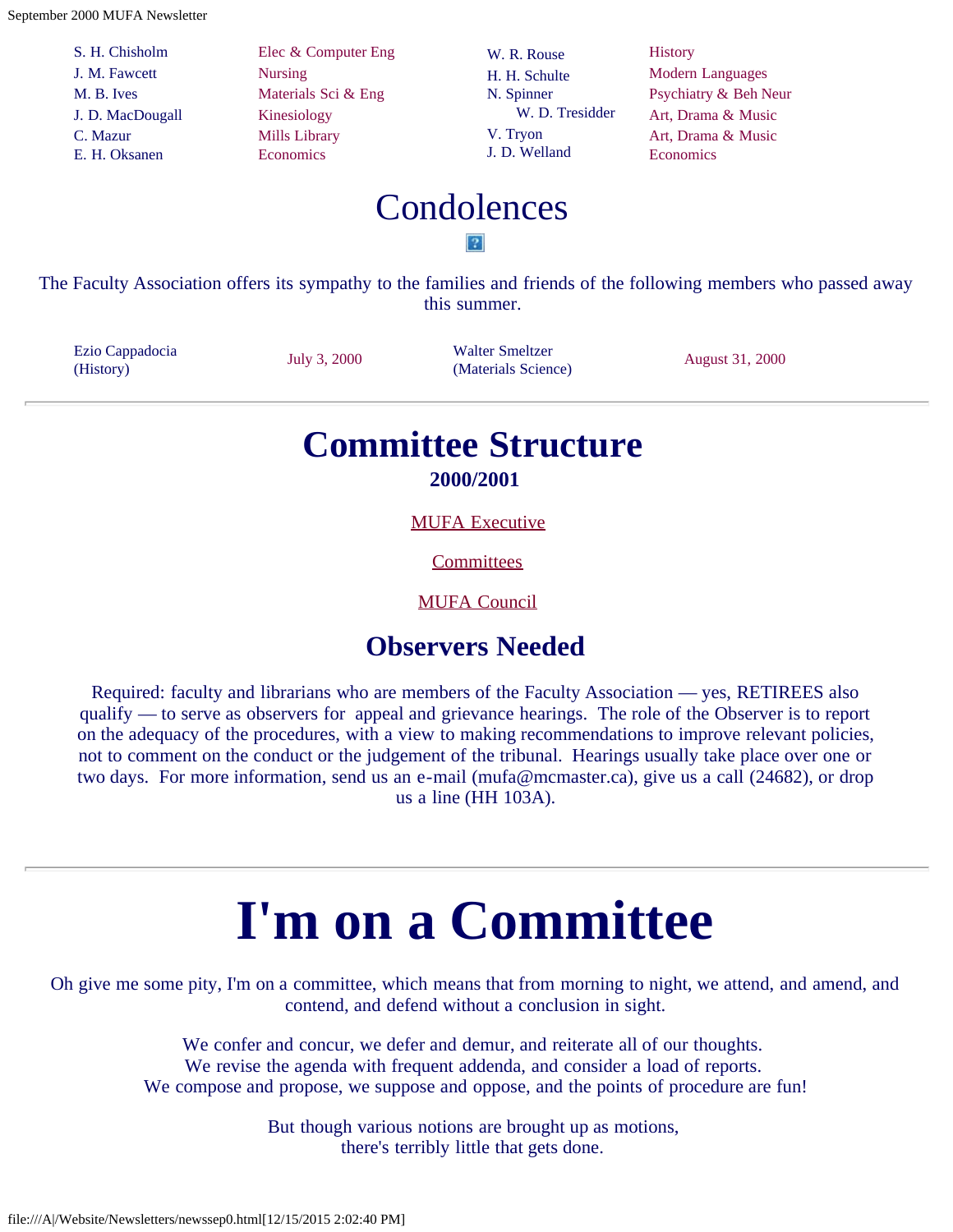| | | | |
|---|---|---|---|
| S. H. Chisholm | Elec & Computer Eng | W. R. Rouse | History |
| J. M. Fawcett | Nursing | H. H. Schulte | Modern Languages |
| M. B. Ives | Materials Sci & Eng | N. Spinner | Psychiatry & Beh Neur |
| J. D. MacDougall | Kinesiology | W. D. Tresidder | Art, Drama & Music |
| C. Mazur | Mills Library | V. Tryon | Art, Drama & Music |
| E. H. Oksanen | Economics | J. D. Welland | Economics |

# Condolences

The Faculty Association offers its sympathy to the families and friends of the following members who passed away this summer.

| | | | |
|---|---|---|---|
| Ezio Cappadocia (History) | July 3, 2000 | Walter Smeltzer (Materials Science) | August 31, 2000 |

---

# Committee Structure

**2000/2001**

MUFA Executive

Committees

MUFA Council

## Observers Needed

Required: faculty and librarians who are members of the Faculty Association — yes, RETIREES also qualify — to serve as observers for appeal and grievance hearings. The role of the Observer is to report on the adequacy of the procedures, with a view to making recommendations to improve relevant policies, not to comment on the conduct or the judgement of the tribunal. Hearings usually take place over one or two days. For more information, send us an e-mail (mufa@mcmaster.ca), give us a call (24682), or drop us a line (HH 103A).

---

# I'm on a Committee

Oh give me some pity, I'm on a committee, which means that from morning to night, we attend, and amend, and contend, and defend without a conclusion in sight.

We confer and concur, we defer and demur, and reiterate all of our thoughts.
We revise the agenda with frequent addenda, and consider a load of reports.
We compose and propose, we suppose and oppose, and the points of procedure are fun!

But though various notions are brought up as motions,
there's terribly little that gets done.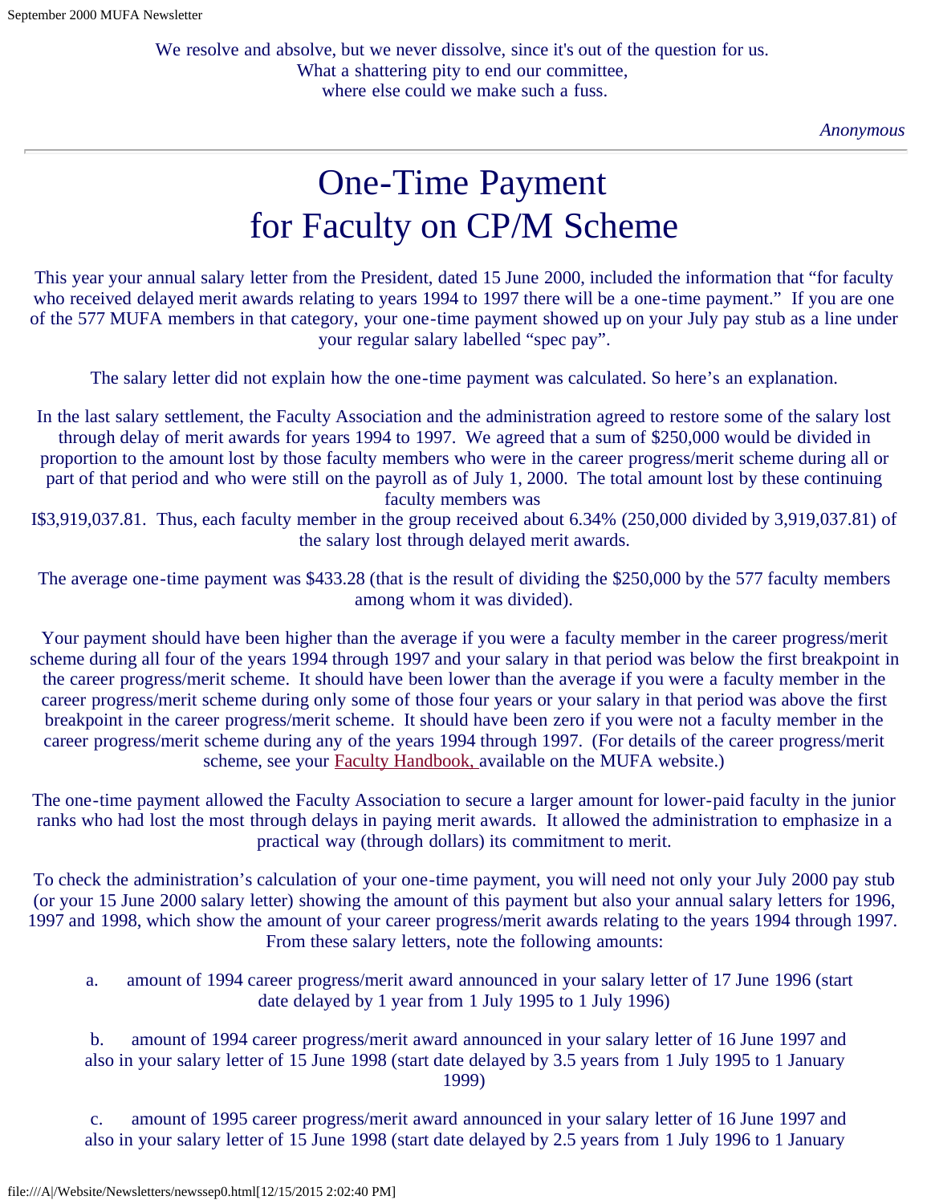We resolve and absolve, but we never dissolve, since it's out of the question for us.
What a shattering pity to end our committee,
where else could we make such a fuss.

*Anonymous*

---

# One-Time Payment for Faculty on CP/M Scheme

This year your annual salary letter from the President, dated 15 June 2000, included the information that "for faculty who received delayed merit awards relating to years 1994 to 1997 there will be a one-time payment." If you are one of the 577 MUFA members in that category, your one-time payment showed up on your July pay stub as a line under your regular salary labelled "spec pay".

The salary letter did not explain how the one-time payment was calculated. So here's an explanation.

In the last salary settlement, the Faculty Association and the administration agreed to restore some of the salary lost through delay of merit awards for years 1994 to 1997. We agreed that a sum of $250,000 would be divided in proportion to the amount lost by those faculty members who were in the career progress/merit scheme during all or part of that period and who were still on the payroll as of July 1, 2000. The total amount lost by these continuing faculty members was I$3,919,037.81. Thus, each faculty member in the group received about 6.34% (250,000 divided by 3,919,037.81) of the salary lost through delayed merit awards.

The average one-time payment was $433.28 (that is the result of dividing the $250,000 by the 577 faculty members among whom it was divided).

Your payment should have been higher than the average if you were a faculty member in the career progress/merit scheme during all four of the years 1994 through 1997 and your salary in that period was below the first breakpoint in the career progress/merit scheme. It should have been lower than the average if you were a faculty member in the career progress/merit scheme during only some of those four years or your salary in that period was above the first breakpoint in the career progress/merit scheme. It should have been zero if you were not a faculty member in the career progress/merit scheme during any of the years 1994 through 1997. (For details of the career progress/merit scheme, see your Faculty Handbook, available on the MUFA website.)

The one-time payment allowed the Faculty Association to secure a larger amount for lower-paid faculty in the junior ranks who had lost the most through delays in paying merit awards. It allowed the administration to emphasize in a practical way (through dollars) its commitment to merit.

To check the administration's calculation of your one-time payment, you will need not only your July 2000 pay stub (or your 15 June 2000 salary letter) showing the amount of this payment but also your annual salary letters for 1996, 1997 and 1998, which show the amount of your career progress/merit awards relating to the years 1994 through 1997. From these salary letters, note the following amounts:

a. amount of 1994 career progress/merit award announced in your salary letter of 17 June 1996 (start date delayed by 1 year from 1 July 1995 to 1 July 1996)

b. amount of 1994 career progress/merit award announced in your salary letter of 16 June 1997 and also in your salary letter of 15 June 1998 (start date delayed by 3.5 years from 1 July 1995 to 1 January 1999)

c. amount of 1995 career progress/merit award announced in your salary letter of 16 June 1997 and also in your salary letter of 15 June 1998 (start date delayed by 2.5 years from 1 July 1996 to 1 January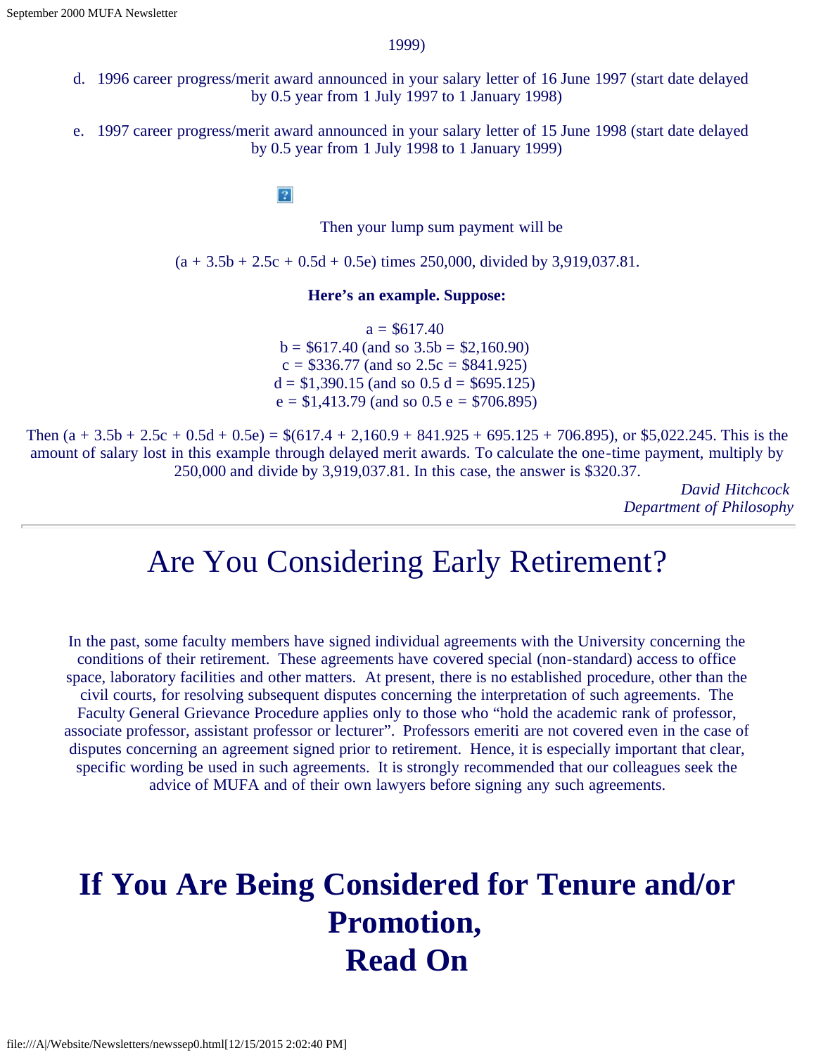1999)

d. 1996 career progress/merit award announced in your salary letter of 16 June 1997 (start date delayed by 0.5 year from 1 July 1997 to 1 January 1998)

e. 1997 career progress/merit award announced in your salary letter of 15 June 1998 (start date delayed by 0.5 year from 1 July 1998 to 1 January 1999)

Then your lump sum payment will be

(a + 3.5b + 2.5c + 0.5d + 0.5e) times 250,000, divided by 3,919,037.81.

**Here's an example. Suppose:**

a = $617.40
b = $617.40 (and so 3.5b = $2,160.90)
c = $336.77 (and so 2.5c = $841.925)
d = $1,390.15 (and so 0.5 d = $695.125)
e = $1,413.79 (and so 0.5 e = $706.895)

Then (a + 3.5b + 2.5c + 0.5d + 0.5e) = $(617.4 + 2,160.9 + 841.925 + 695.125 + 706.895), or $5,022.245. This is the amount of salary lost in this example through delayed merit awards. To calculate the one-time payment, multiply by 250,000 and divide by 3,919,037.81. In this case, the answer is $320.37.

*David Hitchcock*
*Department of Philosophy*

---

# Are You Considering Early Retirement?

In the past, some faculty members have signed individual agreements with the University concerning the conditions of their retirement. These agreements have covered special (non-standard) access to office space, laboratory facilities and other matters. At present, there is no established procedure, other than the civil courts, for resolving subsequent disputes concerning the interpretation of such agreements. The Faculty General Grievance Procedure applies only to those who "hold the academic rank of professor, associate professor, assistant professor or lecturer". Professors emeriti are not covered even in the case of disputes concerning an agreement signed prior to retirement. Hence, it is especially important that clear, specific wording be used in such agreements. It is strongly recommended that our colleagues seek the advice of MUFA and of their own lawyers before signing any such agreements.

# If You Are Being Considered for Tenure and/or Promotion, Read On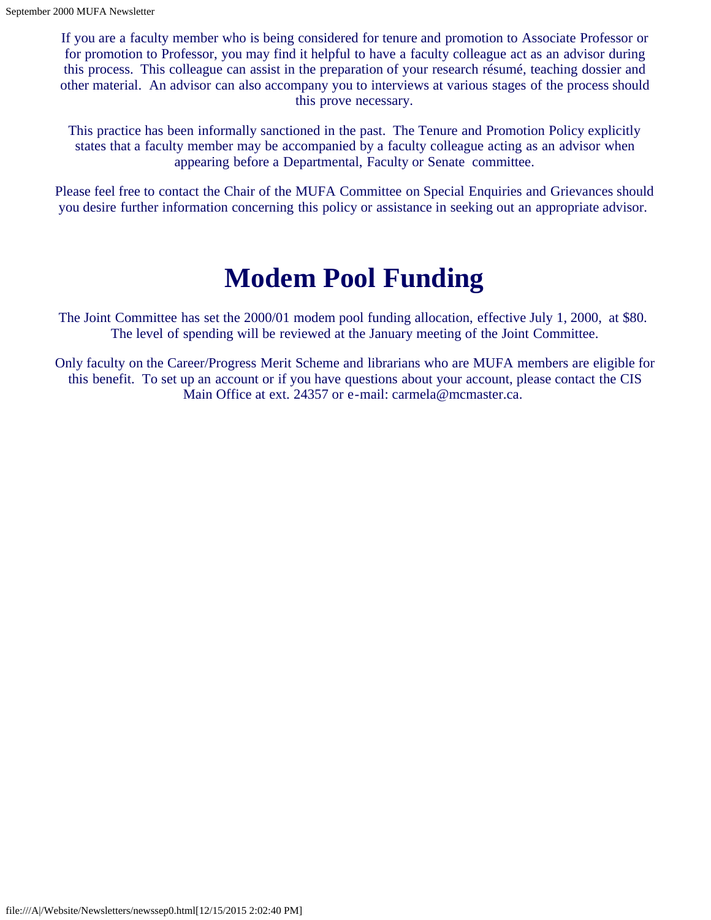If you are a faculty member who is being considered for tenure and promotion to Associate Professor or for promotion to Professor, you may find it helpful to have a faculty colleague act as an advisor during this process. This colleague can assist in the preparation of your research résumé, teaching dossier and other material. An advisor can also accompany you to interviews at various stages of the process should this prove necessary.

This practice has been informally sanctioned in the past. The Tenure and Promotion Policy explicitly states that a faculty member may be accompanied by a faculty colleague acting as an advisor when appearing before a Departmental, Faculty or Senate committee.

Please feel free to contact the Chair of the MUFA Committee on Special Enquiries and Grievances should you desire further information concerning this policy or assistance in seeking out an appropriate advisor.

# Modem Pool Funding

The Joint Committee has set the 2000/01 modem pool funding allocation, effective July 1, 2000, at $80. The level of spending will be reviewed at the January meeting of the Joint Committee.

Only faculty on the Career/Progress Merit Scheme and librarians who are MUFA members are eligible for this benefit. To set up an account or if you have questions about your account, please contact the CIS Main Office at ext. 24357 or e-mail: carmela@mcmaster.ca.